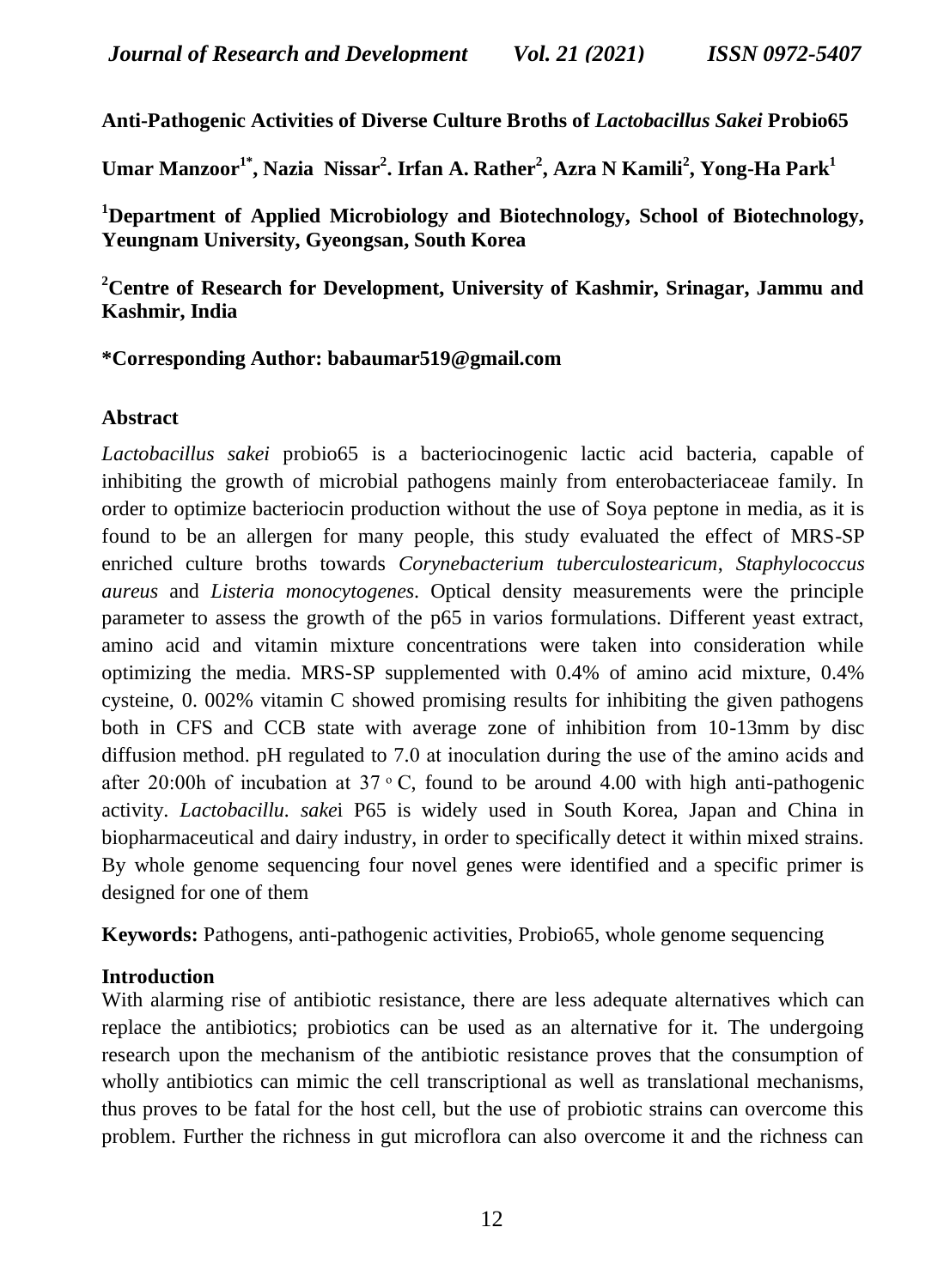**Anti-Pathogenic Activities of Diverse Culture Broths of *Lactobacillus Sakei* Probio65**

**Umar Manzoor[1*], Nazia Nissar[2]. Irfan A. Rather[2], Azra N Kamili[2], Yong-Ha Park[1]**

**[1]Department of Applied Microbiology and Biotechnology, School of Biotechnology, Yeungnam University, Gyeongsan, South Korea**

**[2]Centre of Research for Development, University of Kashmir, Srinagar, Jammu and Kashmir, India**

**\*Corresponding Author: babaumar519@gmail.com**

## Abstract

*Lactobacillus sakei* probio65 is a bacteriocinogenic lactic acid bacteria, capable of inhibiting the growth of microbial pathogens mainly from enterobacteriaceae family. In order to optimize bacteriocin production without the use of Soya peptone in media, as it is found to be an allergen for many people, this study evaluated the effect of MRS-SP enriched culture broths towards *Corynebacterium tuberculostearicum*, *Staphylococcus aureus* and *Listeria monocytogenes*. Optical density measurements were the principle parameter to assess the growth of the p65 in varios formulations. Different yeast extract, amino acid and vitamin mixture concentrations were taken into consideration while optimizing the media. MRS-SP supplemented with 0.4% of amino acid mixture, 0.4% cysteine, 0. 002% vitamin C showed promising results for inhibiting the given pathogens both in CFS and CCB state with average zone of inhibition from 10-13mm by disc diffusion method. pH regulated to 7.0 at inoculation during the use of the amino acids and after 20:00h of incubation at 37 $^{o}$ C, found to be around 4.00 with high anti-pathogenic activity. *Lactobacillu. sake*i P65 is widely used in South Korea, Japan and China in biopharmaceutical and dairy industry, in order to specifically detect it within mixed strains. By whole genome sequencing four novel genes were identified and a specific primer is designed for one of them

**Keywords:** Pathogens, anti-pathogenic activities, Probio65, whole genome sequencing

## Introduction

With alarming rise of antibiotic resistance, there are less adequate alternatives which can replace the antibiotics; probiotics can be used as an alternative for it. The undergoing research upon the mechanism of the antibiotic resistance proves that the consumption of wholly antibiotics can mimic the cell transcriptional as well as translational mechanisms, thus proves to be fatal for the host cell, but the use of probiotic strains can overcome this problem. Further the richness in gut microflora can also overcome it and the richness can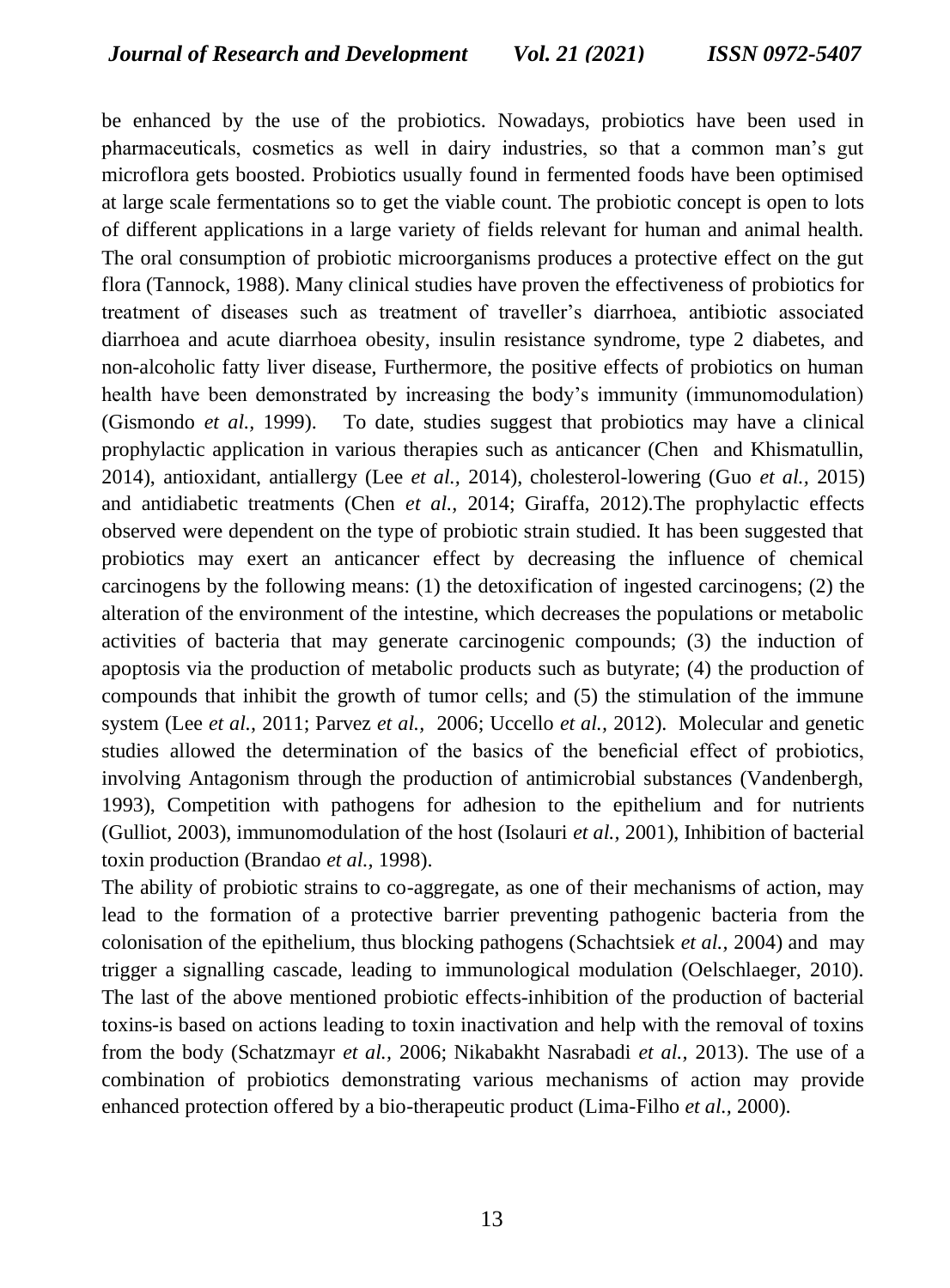be enhanced by the use of the probiotics. Nowadays, probiotics have been used in pharmaceuticals, cosmetics as well in dairy industries, so that a common man's gut microflora gets boosted. Probiotics usually found in fermented foods have been optimised at large scale fermentations so to get the viable count. The probiotic concept is open to lots of different applications in a large variety of fields relevant for human and animal health. The oral consumption of probiotic microorganisms produces a protective effect on the gut flora (Tannock, 1988). Many clinical studies have proven the effectiveness of probiotics for treatment of diseases such as treatment of traveller's diarrhoea, antibiotic associated diarrhoea and acute diarrhoea obesity, insulin resistance syndrome, type 2 diabetes, and non-alcoholic fatty liver disease, Furthermore, the positive effects of probiotics on human health have been demonstrated by increasing the body's immunity (immunomodulation) (Gismondo *et al.,* 1999). To date, studies suggest that probiotics may have a clinical prophylactic application in various therapies such as anticancer (Chen and Khismatullin, 2014), antioxidant, antiallergy (Lee *et al.,* 2014), cholesterol-lowering (Guo *et al.,* 2015) and antidiabetic treatments (Chen *et al.,* 2014; Giraffa, 2012).The prophylactic effects observed were dependent on the type of probiotic strain studied. It has been suggested that probiotics may exert an anticancer effect by decreasing the influence of chemical carcinogens by the following means: (1) the detoxification of ingested carcinogens; (2) the alteration of the environment of the intestine, which decreases the populations or metabolic activities of bacteria that may generate carcinogenic compounds; (3) the induction of apoptosis via the production of metabolic products such as butyrate; (4) the production of compounds that inhibit the growth of tumor cells; and (5) the stimulation of the immune system (Lee *et al.,* 2011; Parvez *et al.,* 2006; Uccello *et al.,* 2012). Molecular and genetic studies allowed the determination of the basics of the beneficial effect of probiotics, involving Antagonism through the production of antimicrobial substances (Vandenbergh, 1993), Competition with pathogens for adhesion to the epithelium and for nutrients (Gulliot, 2003), immunomodulation of the host (Isolauri *et al.,* 2001), Inhibition of bacterial toxin production (Brandao *et al.,* 1998).

The ability of probiotic strains to co-aggregate, as one of their mechanisms of action, may lead to the formation of a protective barrier preventing pathogenic bacteria from the colonisation of the epithelium, thus blocking pathogens (Schachtsiek *et al.,* 2004) and may trigger a signalling cascade, leading to immunological modulation (Oelschlaeger, 2010). The last of the above mentioned probiotic effects-inhibition of the production of bacterial toxins-is based on actions leading to toxin inactivation and help with the removal of toxins from the body (Schatzmayr *et al.,* 2006; Nikabakht Nasrabadi *et al.,* 2013). The use of a combination of probiotics demonstrating various mechanisms of action may provide enhanced protection offered by a bio-therapeutic product (Lima-Filho *et al.,* 2000).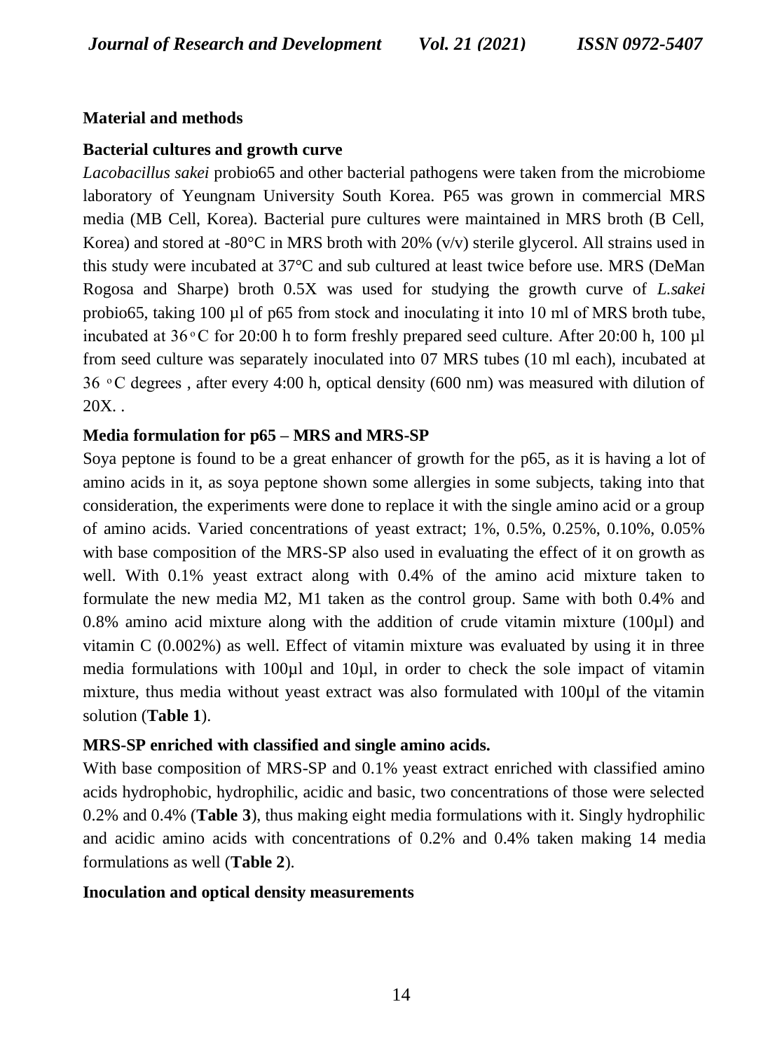## Material and methods

### Bacterial cultures and growth curve

*Lacobacillus sakei* probio65 and other bacterial pathogens were taken from the microbiome laboratory of Yeungnam University South Korea. P65 was grown in commercial MRS media (MB Cell, Korea). Bacterial pure cultures were maintained in MRS broth (B Cell, Korea) and stored at -80°C in MRS broth with 20% (v/v) sterile glycerol. All strains used in this study were incubated at 37°C and sub cultured at least twice before use. MRS (DeMan Rogosa and Sharpe) broth 0.5X was used for studying the growth curve of *L.sakei* probio65, taking 100 µl of p65 from stock and inoculating it into 10 ml of MRS broth tube, incubated at 36 °C for 20:00 h to form freshly prepared seed culture. After 20:00 h, 100 µl from seed culture was separately inoculated into 07 MRS tubes (10 ml each), incubated at 36 °C degrees , after every 4:00 h, optical density (600 nm) was measured with dilution of 20X. .

### Media formulation for p65 – MRS and MRS-SP

Soya peptone is found to be a great enhancer of growth for the p65, as it is having a lot of amino acids in it, as soya peptone shown some allergies in some subjects, taking into that consideration, the experiments were done to replace it with the single amino acid or a group of amino acids. Varied concentrations of yeast extract; 1%, 0.5%, 0.25%, 0.10%, 0.05% with base composition of the MRS-SP also used in evaluating the effect of it on growth as well. With 0.1% yeast extract along with 0.4% of the amino acid mixture taken to formulate the new media M2, M1 taken as the control group. Same with both 0.4% and 0.8% amino acid mixture along with the addition of crude vitamin mixture (100µl) and vitamin C (0.002%) as well. Effect of vitamin mixture was evaluated by using it in three media formulations with 100µl and 10µl, in order to check the sole impact of vitamin mixture, thus media without yeast extract was also formulated with 100µl of the vitamin solution (**Table 1**).

### MRS-SP enriched with classified and single amino acids.

With base composition of MRS-SP and 0.1% yeast extract enriched with classified amino acids hydrophobic, hydrophilic, acidic and basic, two concentrations of those were selected 0.2% and 0.4% (**Table 3**), thus making eight media formulations with it. Singly hydrophilic and acidic amino acids with concentrations of 0.2% and 0.4% taken making 14 media formulations as well (**Table 2**).

### Inoculation and optical density measurements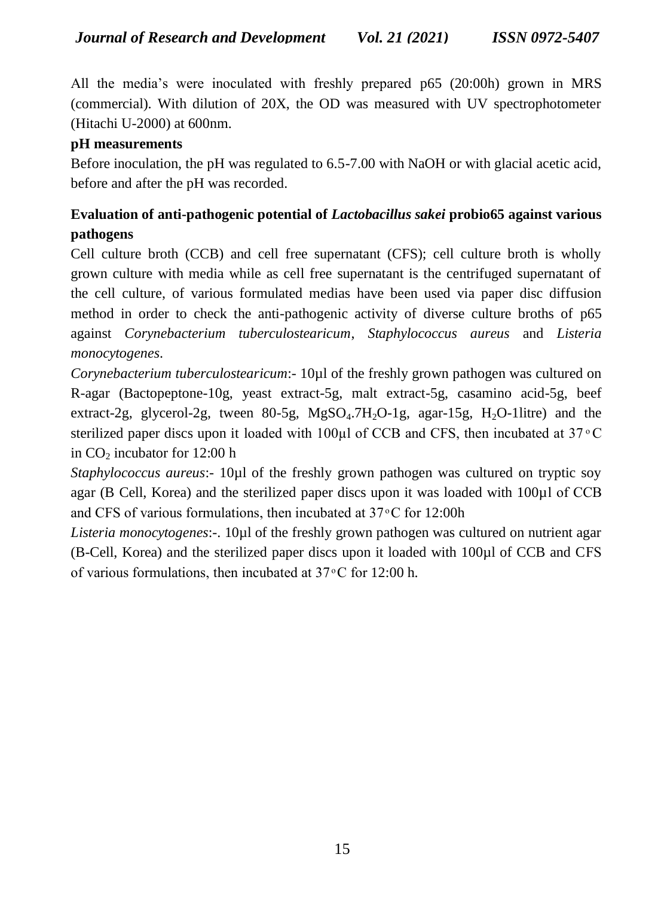All the media's were inoculated with freshly prepared p65 (20:00h) grown in MRS (commercial). With dilution of 20X, the OD was measured with UV spectrophotometer (Hitachi U-2000) at 600nm.

**pH measurements**

Before inoculation, the pH was regulated to 6.5-7.00 with NaOH or with glacial acetic acid, before and after the pH was recorded.

**Evaluation of anti-pathogenic potential of *Lactobacillus sakei* probio65 against various pathogens**

Cell culture broth (CCB) and cell free supernatant (CFS); cell culture broth is wholly grown culture with media while as cell free supernatant is the centrifuged supernatant of the cell culture, of various formulated medias have been used via paper disc diffusion method in order to check the anti-pathogenic activity of diverse culture broths of p65 against *Corynebacterium tuberculostearicum*, *Staphylococcus aureus* and *Listeria monocytogenes*.

*Corynebacterium tuberculostearicum*:- 10µl of the freshly grown pathogen was cultured on R-agar (Bactopeptone-10g, yeast extract-5g, malt extract-5g, casamino acid-5g, beef extract-2g, glycerol-2g, tween 80-5g, $MgSO_4.7H_2O$-1g, agar-15g, $H_2O$-1litre) and the sterilized paper discs upon it loaded with 100µl of CCB and CFS, then incubated at 37 °C in $CO_2$ incubator for 12:00 h

*Staphylococcus aureus*:- 10µl of the freshly grown pathogen was cultured on tryptic soy agar (B Cell, Korea) and the sterilized paper discs upon it was loaded with 100µl of CCB and CFS of various formulations, then incubated at 37°C for 12:00h

*Listeria monocytogenes*:-. 10µl of the freshly grown pathogen was cultured on nutrient agar (B-Cell, Korea) and the sterilized paper discs upon it loaded with 100µl of CCB and CFS of various formulations, then incubated at 37°C for 12:00 h.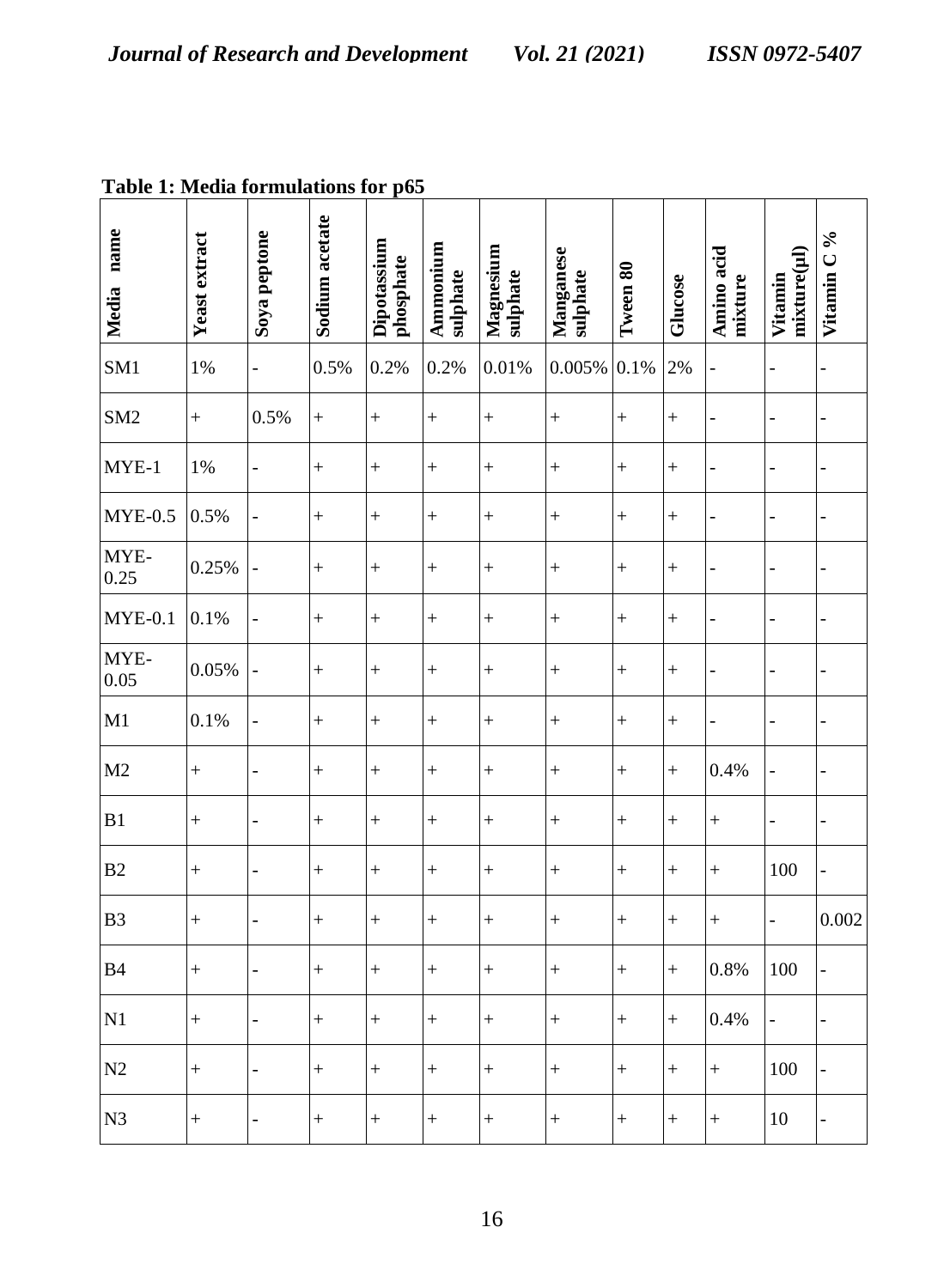**Table 1: Media formulations for p65**

| Media name | Yeast extract | Soya peptone | Sodium acetate | Dipotassium phosphate | Ammonium sulphate | Magnesium sulphate | Manganese sulphate | Tween 80 | Glucose | Amino acid mixture | Vitamin mixture(µl) | Vitamin C % |
|---|---|---|---|---|---|---|---|---|---|---|---|---|
| SM1 | 1% | - | 0.5% | 0.2% | 0.2% | 0.01% | 0.005% | 0.1% | 2% | - | - | - |
| SM2 | + | 0.5% | + | + | + | + | + | + | + | - | - | - |
| MYE-1 | 1% | - | + | + | + | + | + | + | + | - | - | - |
| MYE-0.5 | 0.5% | - | + | + | + | + | + | + | + | - | - | - |
| MYE-0.25 | 0.25% | - | + | + | + | + | + | + | + | - | - | - |
| MYE-0.1 | 0.1% | - | + | + | + | + | + | + | + | - | - | - |
| MYE-0.05 | 0.05% | - | + | + | + | + | + | + | + | - | - | - |
| M1 | 0.1% | - | + | + | + | + | + | + | + | - | - | - |
| M2 | + | - | + | + | + | + | + | + | + | 0.4% | - | - |
| B1 | + | - | + | + | + | + | + | + | + | + | - | - |
| B2 | + | - | + | + | + | + | + | + | + | + | 100 | - |
| B3 | + | - | + | + | + | + | + | + | + | + | - | 0.002 |
| B4 | + | - | + | + | + | + | + | + | + | 0.8% | 100 | - |
| N1 | + | - | + | + | + | + | + | + | + | 0.4% | - | - |
| N2 | + | - | + | + | + | + | + | + | + | + | 100 | - |
| N3 | + | - | + | + | + | + | + | + | + | + | 10 | - |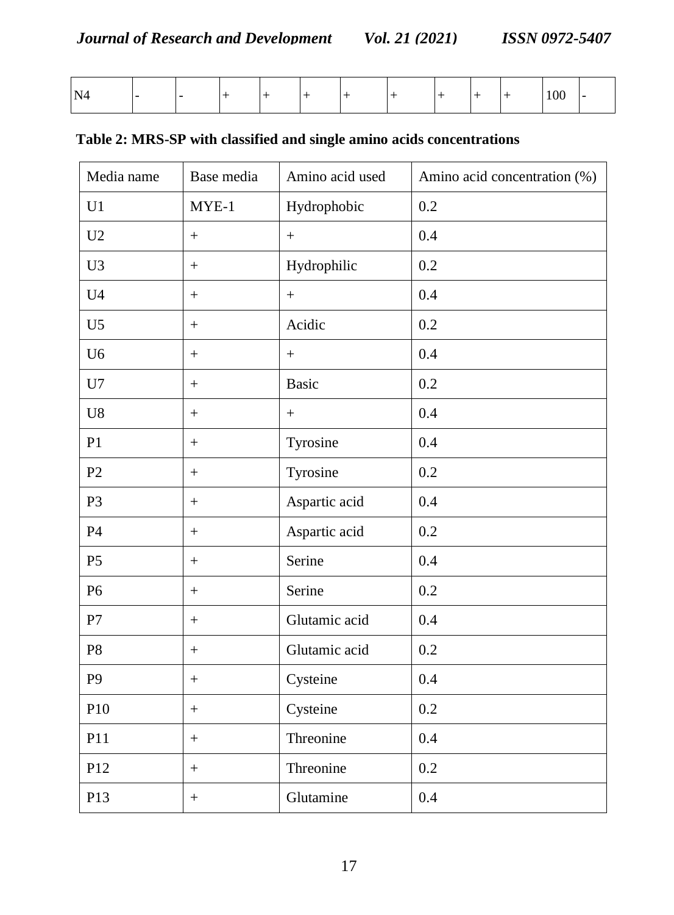| N4 | - | - | + | + | + | + | + | + | + | + | 100 | - |
|---|---|---|---|---|---|---|---|---|---|---|---|---|

**Table 2: MRS-SP with classified and single amino acids concentrations**

| Media name | Base media | Amino acid used | Amino acid concentration (%) |
|---|---|---|---|
| U1 | MYE-1 | Hydrophobic | 0.2 |
| U2 | + | + | 0.4 |
| U3 | + | Hydrophilic | 0.2 |
| U4 | + | + | 0.4 |
| U5 | + | Acidic | 0.2 |
| U6 | + | + | 0.4 |
| U7 | + | Basic | 0.2 |
| U8 | + | + | 0.4 |
| P1 | + | Tyrosine | 0.4 |
| P2 | + | Tyrosine | 0.2 |
| P3 | + | Aspartic acid | 0.4 |
| P4 | + | Aspartic acid | 0.2 |
| P5 | + | Serine | 0.4 |
| P6 | + | Serine | 0.2 |
| P7 | + | Glutamic acid | 0.4 |
| P8 | + | Glutamic acid | 0.2 |
| P9 | + | Cysteine | 0.4 |
| P10 | + | Cysteine | 0.2 |
| P11 | + | Threonine | 0.4 |
| P12 | + | Threonine | 0.2 |
| P13 | + | Glutamine | 0.4 |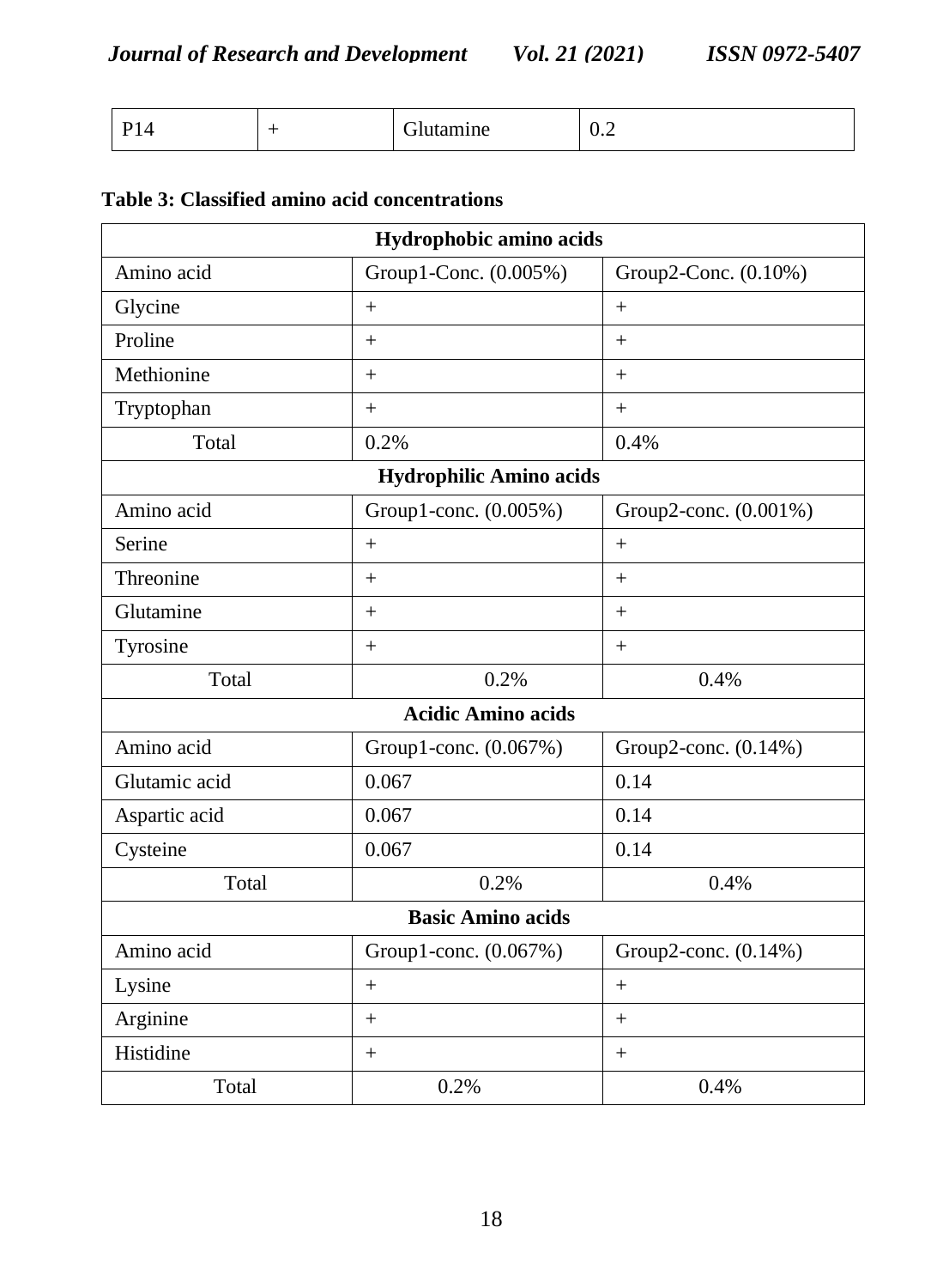| P14 | + | Glutamine | 0.2 |
|---|---|---|---|

**Table 3: Classified amino acid concentrations**

| Hydrophobic amino acids | | |
|---|---|---|
| Amino acid | Group1-Conc. (0.005%) | Group2-Conc. (0.10%) |
| Glycine | + | + |
| Proline | + | + |
| Methionine | + | + |
| Tryptophan | + | + |
| Total | 0.2% | 0.4% |
| **Hydrophilic Amino acids** | | |
| Amino acid | Group1-conc. (0.005%) | Group2-conc. (0.001%) |
| Serine | + | + |
| Threonine | + | + |
| Glutamine | + | + |
| Tyrosine | + | + |
| Total | 0.2% | 0.4% |
| **Acidic Amino acids** | | |
| Amino acid | Group1-conc. (0.067%) | Group2-conc. (0.14%) |
| Glutamic acid | 0.067 | 0.14 |
| Aspartic acid | 0.067 | 0.14 |
| Cysteine | 0.067 | 0.14 |
| Total | 0.2% | 0.4% |
| **Basic Amino acids** | | |
| Amino acid | Group1-conc. (0.067%) | Group2-conc. (0.14%) |
| Lysine | + | + |
| Arginine | + | + |
| Histidine | + | + |
| Total | 0.2% | 0.4% |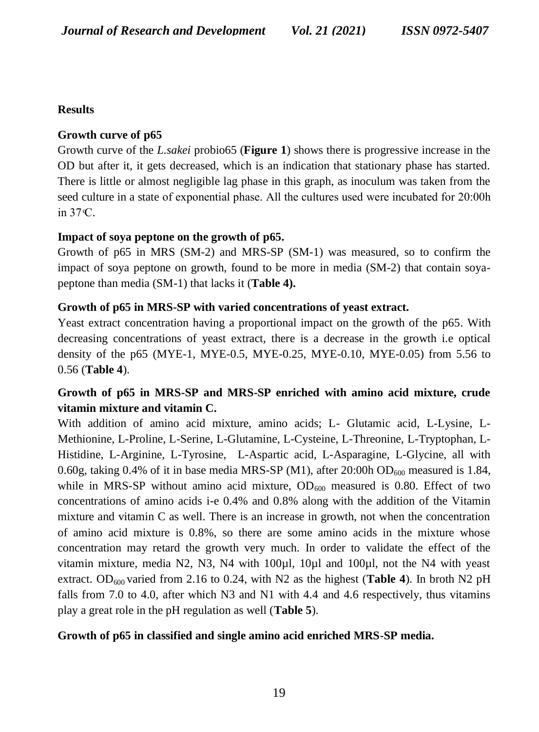## Results

### Growth curve of p65

Growth curve of the *L.sakei* probio65 (**Figure 1**) shows there is progressive increase in the OD but after it, it gets decreased, which is an indication that stationary phase has started. There is little or almost negligible lag phase in this graph, as inoculum was taken from the seed culture in a state of exponential phase. All the cultures used were incubated for 20:00h in 37°C.

### Impact of soya peptone on the growth of p65.

Growth of p65 in MRS (SM-2) and MRS-SP (SM-1) was measured, so to confirm the impact of soya peptone on growth, found to be more in media (SM-2) that contain soya-peptone than media (SM-1) that lacks it (**Table 4).**

### Growth of p65 in MRS-SP with varied concentrations of yeast extract.

Yeast extract concentration having a proportional impact on the growth of the p65. With decreasing concentrations of yeast extract, there is a decrease in the growth i.e optical density of the p65 (MYE-1, MYE-0.5, MYE-0.25, MYE-0.10, MYE-0.05) from 5.56 to 0.56 (**Table 4**).

### Growth of p65 in MRS-SP and MRS-SP enriched with amino acid mixture, crude vitamin mixture and vitamin C.

With addition of amino acid mixture, amino acids; L- Glutamic acid, L-Lysine, L-Methionine, L-Proline, L-Serine, L-Glutamine, L-Cysteine, L-Threonine, L-Tryptophan, L-Histidine, L-Arginine, L-Tyrosine, L-Aspartic acid, L-Asparagine, L-Glycine, all with 0.60g, taking 0.4% of it in base media MRS-SP (M1), after 20:00h $OD_{600}$ measured is 1.84, while in MRS-SP without amino acid mixture, $OD_{600}$ measured is 0.80. Effect of two concentrations of amino acids i-e 0.4% and 0.8% along with the addition of the Vitamin mixture and vitamin C as well. There is an increase in growth, not when the concentration of amino acid mixture is 0.8%, so there are some amino acids in the mixture whose concentration may retard the growth very much. In order to validate the effect of the vitamin mixture, media N2, N3, N4 with 100µl, 10µl and 100µl, not the N4 with yeast extract. $OD_{600}$ varied from 2.16 to 0.24, with N2 as the highest (**Table 4**). In broth N2 pH falls from 7.0 to 4.0, after which N3 and N1 with 4.4 and 4.6 respectively, thus vitamins play a great role in the pH regulation as well (**Table 5**).

### Growth of p65 in classified and single amino acid enriched MRS-SP media.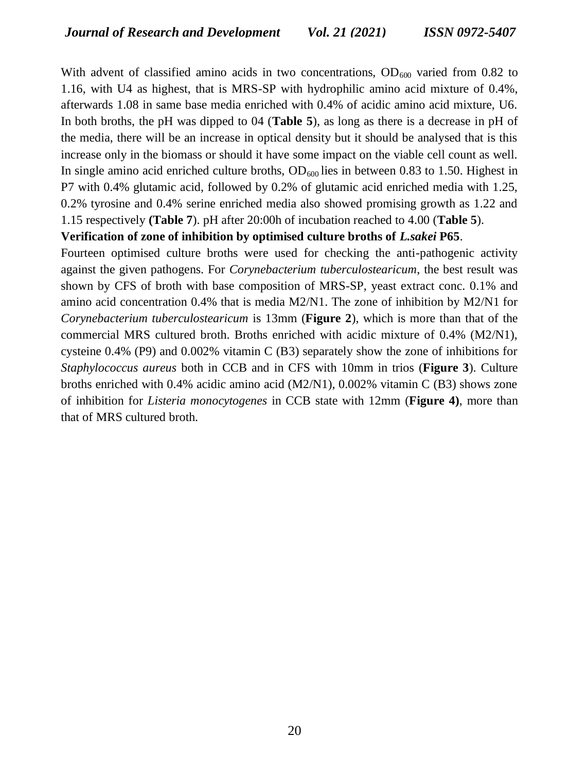With advent of classified amino acids in two concentrations, $OD_{600}$ varied from 0.82 to 1.16, with U4 as highest, that is MRS-SP with hydrophilic amino acid mixture of 0.4%, afterwards 1.08 in same base media enriched with 0.4% of acidic amino acid mixture, U6. In both broths, the pH was dipped to 04 (**Table 5**), as long as there is a decrease in pH of the media, there will be an increase in optical density but it should be analysed that is this increase only in the biomass or should it have some impact on the viable cell count as well. In single amino acid enriched culture broths, $OD_{600}$ lies in between 0.83 to 1.50. Highest in P7 with 0.4% glutamic acid, followed by 0.2% of glutamic acid enriched media with 1.25, 0.2% tyrosine and 0.4% serine enriched media also showed promising growth as 1.22 and 1.15 respectively **(Table 7)**. pH after 20:00h of incubation reached to 4.00 (**Table 5**).

**Verification of zone of inhibition by optimised culture broths of *L.sakei* P65**.

Fourteen optimised culture broths were used for checking the anti-pathogenic activity against the given pathogens. For *Corynebacterium tuberculostearicum*, the best result was shown by CFS of broth with base composition of MRS-SP, yeast extract conc. 0.1% and amino acid concentration 0.4% that is media M2/N1. The zone of inhibition by M2/N1 for *Corynebacterium tuberculostearicum* is 13mm (**Figure 2**), which is more than that of the commercial MRS cultured broth. Broths enriched with acidic mixture of 0.4% (M2/N1), cysteine 0.4% (P9) and 0.002% vitamin C (B3) separately show the zone of inhibitions for *Staphylococcus aureus* both in CCB and in CFS with 10mm in trios (**Figure 3**). Culture broths enriched with 0.4% acidic amino acid (M2/N1), 0.002% vitamin C (B3) shows zone of inhibition for *Listeria monocytogenes* in CCB state with 12mm (**Figure 4)**, more than that of MRS cultured broth.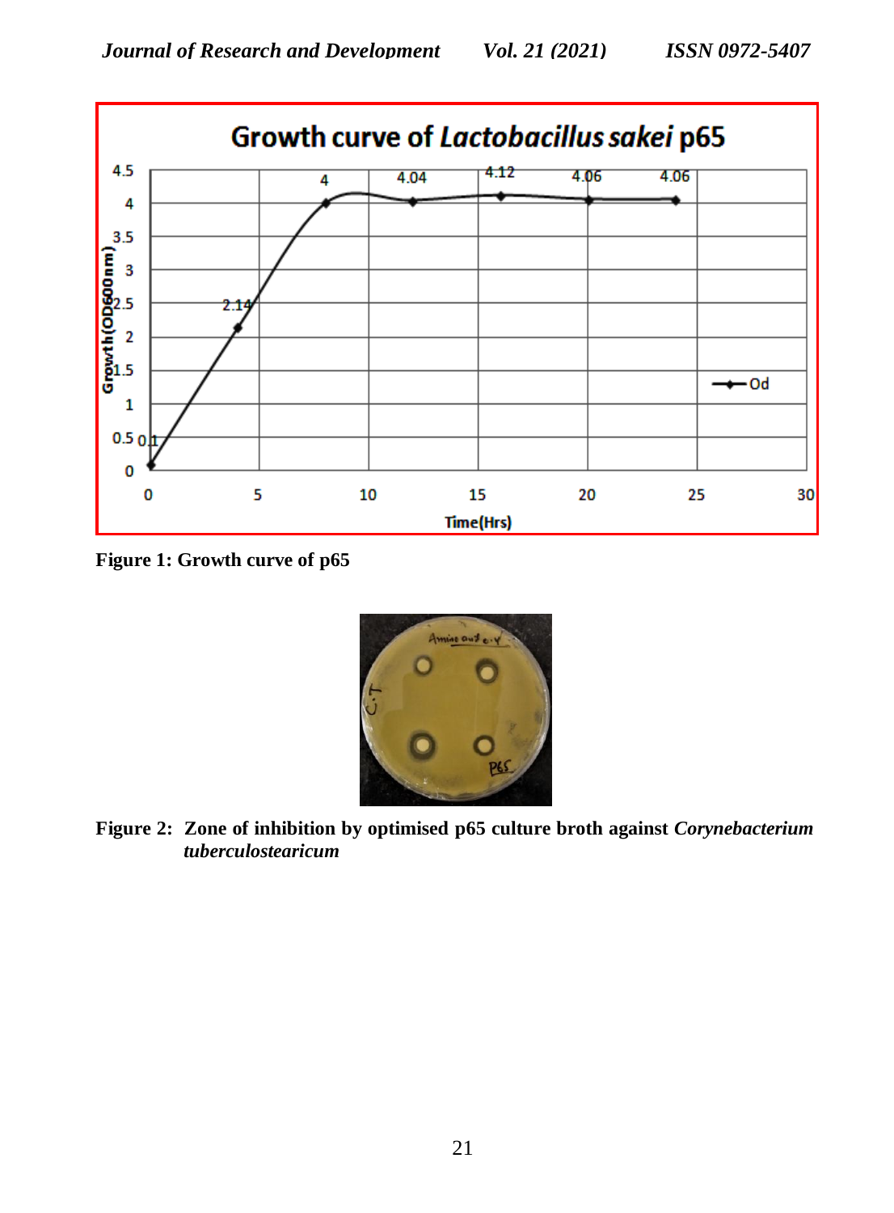Figure 1: Growth curve of p65

Figure 2: Zone of inhibition by optimised p65 culture broth against *Corynebacterium tuberculostearicum*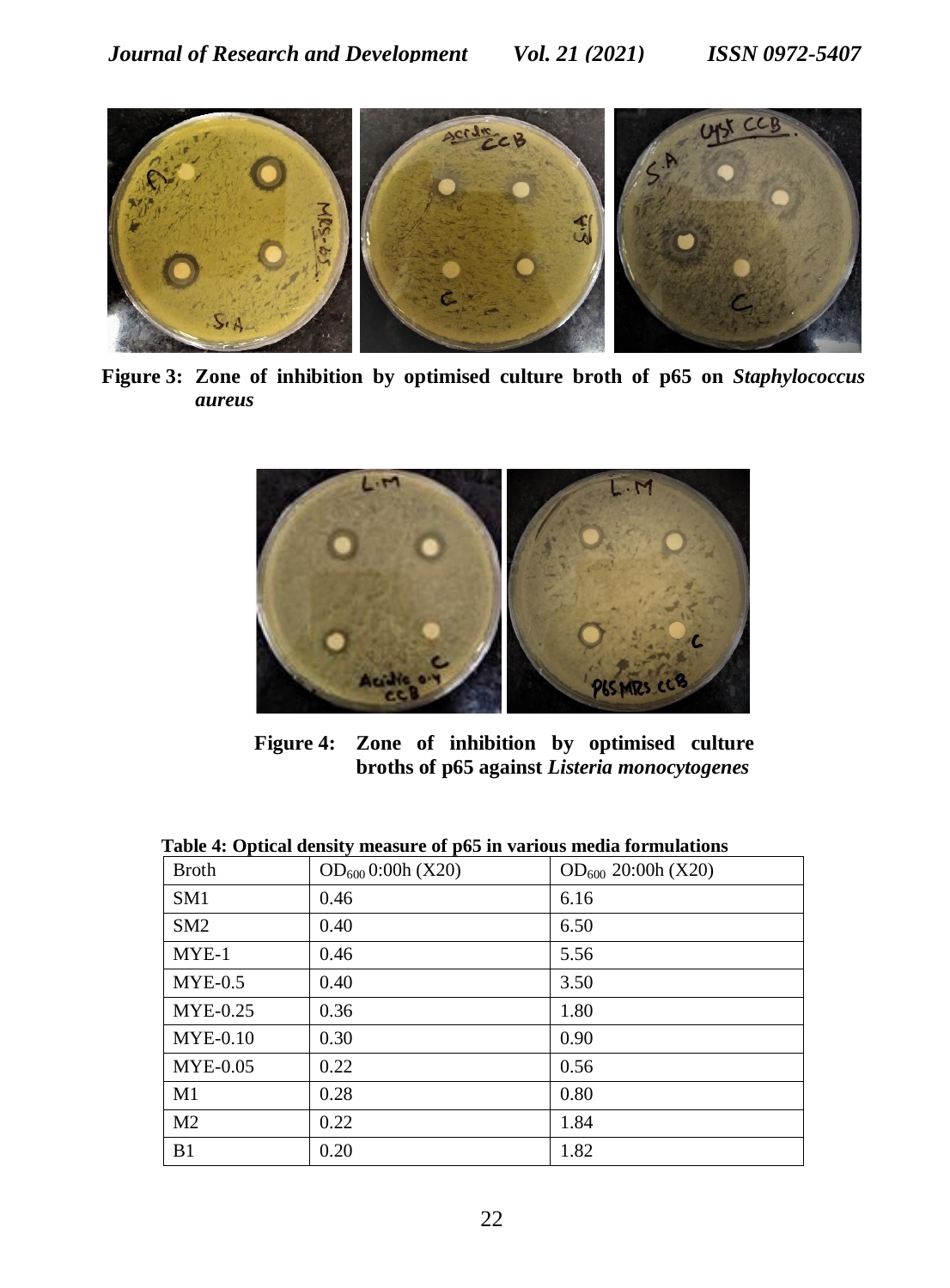Figure 3: Zone of inhibition by optimised culture broth of p65 on *Staphylococcus aureus*

Figure 4: Zone of inhibition by optimised culture broths of p65 against *Listeria monocytogenes*

**Table 4: Optical density measure of p65 in various media formulations**

| Broth | $OD_{600}$ 0:00h (X20) | $OD_{600}$ 20:00h (X20) |
|---|---|---|
| SM1 | 0.46 | 6.16 |
| SM2 | 0.40 | 6.50 |
| MYE-1 | 0.46 | 5.56 |
| MYE-0.5 | 0.40 | 3.50 |
| MYE-0.25 | 0.36 | 1.80 |
| MYE-0.10 | 0.30 | 0.90 |
| MYE-0.05 | 0.22 | 0.56 |
| M1 | 0.28 | 0.80 |
| M2 | 0.22 | 1.84 |
| B1 | 0.20 | 1.82 |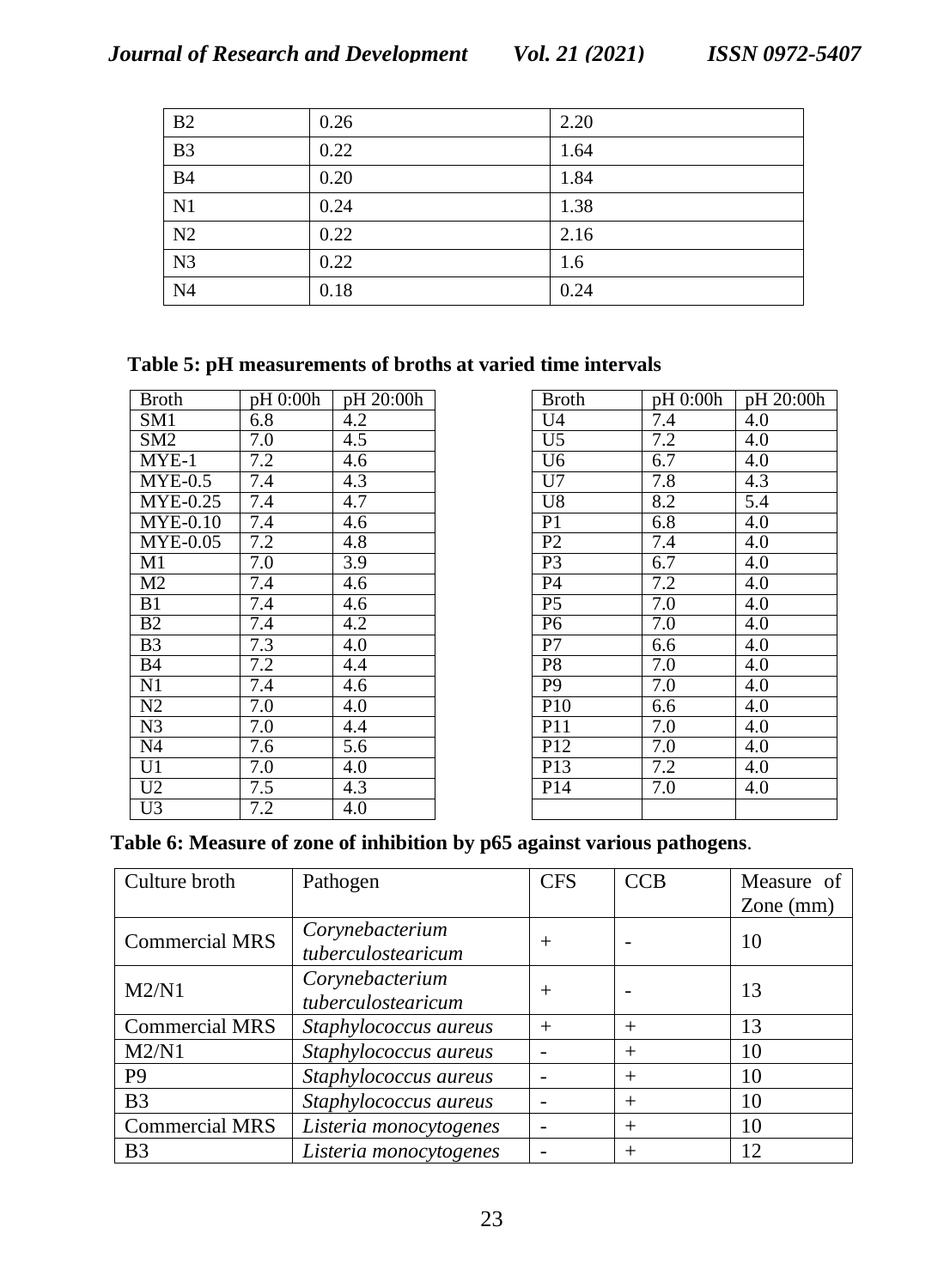| B2 | 0.26 | 2.20 |
|---|---|---|
| B3 | 0.22 | 1.64 |
| B4 | 0.20 | 1.84 |
| N1 | 0.24 | 1.38 |
| N2 | 0.22 | 2.16 |
| N3 | 0.22 | 1.6 |
| N4 | 0.18 | 0.24 |

**Table 5: pH measurements of broths at varied time intervals**

| Broth | pH 0:00h | pH 20:00h |
|---|---|---|
| SM1 | 6.8 | 4.2 |
| SM2 | 7.0 | 4.5 |
| MYE-1 | 7.2 | 4.6 |
| MYE-0.5 | 7.4 | 4.3 |
| MYE-0.25 | 7.4 | 4.7 |
| MYE-0.10 | 7.4 | 4.6 |
| MYE-0.05 | 7.2 | 4.8 |
| M1 | 7.0 | 3.9 |
| M2 | 7.4 | 4.6 |
| B1 | 7.4 | 4.6 |
| B2 | 7.4 | 4.2 |
| B3 | 7.3 | 4.0 |
| B4 | 7.2 | 4.4 |
| N1 | 7.4 | 4.6 |
| N2 | 7.0 | 4.0 |
| N3 | 7.0 | 4.4 |
| N4 | 7.6 | 5.6 |
| U1 | 7.0 | 4.0 |
| U2 | 7.5 | 4.3 |
| U3 | 7.2 | 4.0 |

| Broth | pH 0:00h | pH 20:00h |
|---|---|---|
| U4 | 7.4 | 4.0 |
| U5 | 7.2 | 4.0 |
| U6 | 6.7 | 4.0 |
| U7 | 7.8 | 4.3 |
| U8 | 8.2 | 5.4 |
| P1 | 6.8 | 4.0 |
| P2 | 7.4 | 4.0 |
| P3 | 6.7 | 4.0 |
| P4 | 7.2 | 4.0 |
| P5 | 7.0 | 4.0 |
| P6 | 7.0 | 4.0 |
| P7 | 6.6 | 4.0 |
| P8 | 7.0 | 4.0 |
| P9 | 7.0 | 4.0 |
| P10 | 6.6 | 4.0 |
| P11 | 7.0 | 4.0 |
| P12 | 7.0 | 4.0 |
| P13 | 7.2 | 4.0 |
| P14 | 7.0 | 4.0 |
| | | |

**Table 6: Measure of zone of inhibition by p65 against various pathogens**.

| Culture broth | Pathogen | CFS | CCB | Measure of Zone (mm) |
|---|---|---|---|---|
| Commercial MRS | *Corynebacterium tuberculostearicum* | + | - | 10 |
| M2/N1 | *Corynebacterium tuberculostearicum* | + | - | 13 |
| Commercial MRS | *Staphylococcus aureus* | + | + | 13 |
| M2/N1 | *Staphylococcus aureus* | - | + | 10 |
| P9 | *Staphylococcus aureus* | - | + | 10 |
| B3 | *Staphylococcus aureus* | - | + | 10 |
| Commercial MRS | *Listeria monocytogenes* | - | + | 10 |
| B3 | *Listeria monocytogenes* | - | + | 12 |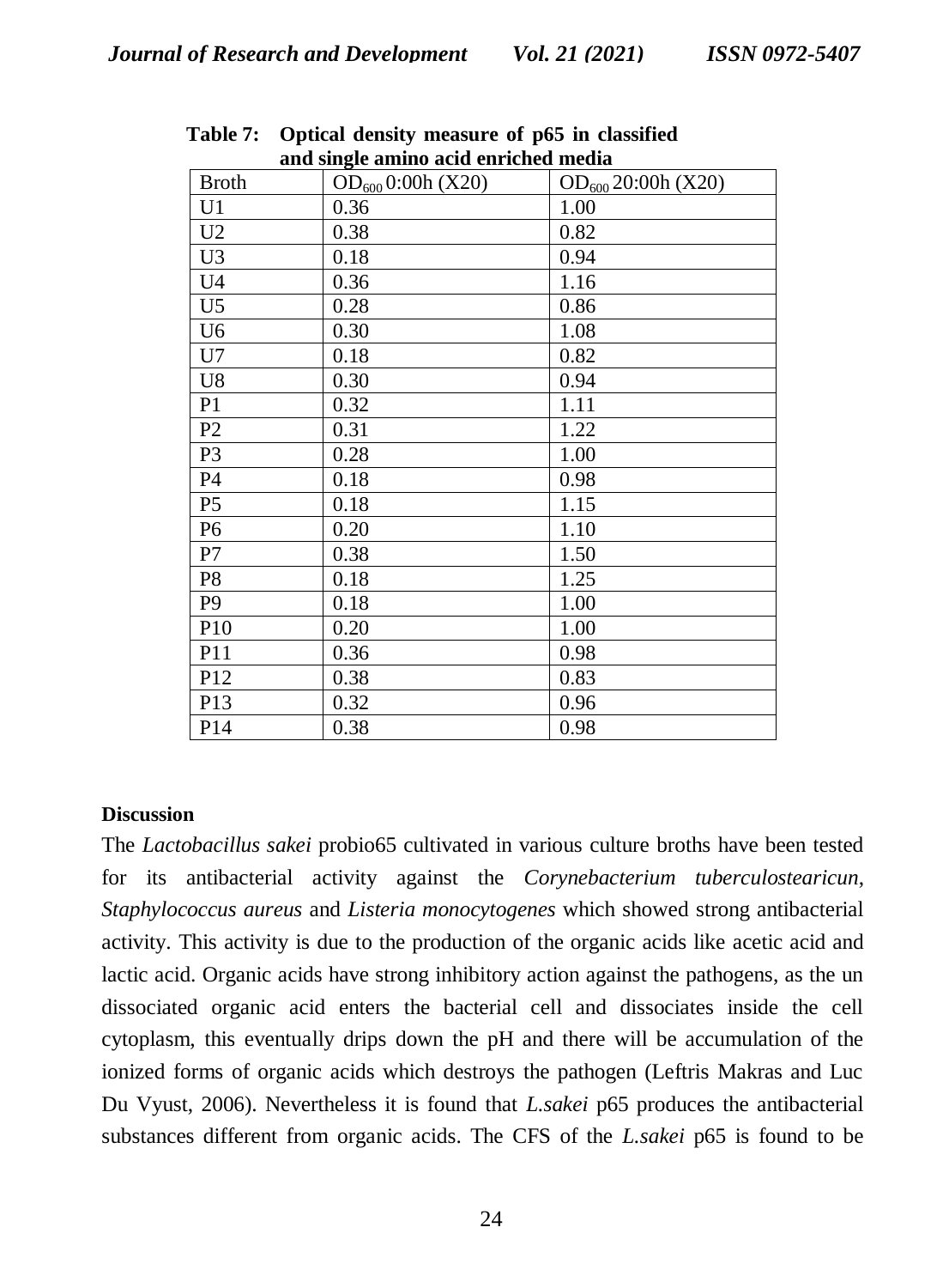**Table 7: Optical density measure of p65 in classified and single amino acid enriched media**

| Broth | $OD_{600}$ 0:00h (X20) | $OD_{600}$ 20:00h (X20) |
|---|---|---|
| U1 | 0.36 | 1.00 |
| U2 | 0.38 | 0.82 |
| U3 | 0.18 | 0.94 |
| U4 | 0.36 | 1.16 |
| U5 | 0.28 | 0.86 |
| U6 | 0.30 | 1.08 |
| U7 | 0.18 | 0.82 |
| U8 | 0.30 | 0.94 |
| P1 | 0.32 | 1.11 |
| P2 | 0.31 | 1.22 |
| P3 | 0.28 | 1.00 |
| P4 | 0.18 | 0.98 |
| P5 | 0.18 | 1.15 |
| P6 | 0.20 | 1.10 |
| P7 | 0.38 | 1.50 |
| P8 | 0.18 | 1.25 |
| P9 | 0.18 | 1.00 |
| P10 | 0.20 | 1.00 |
| P11 | 0.36 | 0.98 |
| P12 | 0.38 | 0.83 |
| P13 | 0.32 | 0.96 |
| P14 | 0.38 | 0.98 |

**Discussion**

The *Lactobacillus sakei* probio65 cultivated in various culture broths have been tested for its antibacterial activity against the *Corynebacterium tuberculostearicun*, *Staphylococcus aureus* and *Listeria monocytogenes* which showed strong antibacterial activity. This activity is due to the production of the organic acids like acetic acid and lactic acid. Organic acids have strong inhibitory action against the pathogens, as the un dissociated organic acid enters the bacterial cell and dissociates inside the cell cytoplasm, this eventually drips down the pH and there will be accumulation of the ionized forms of organic acids which destroys the pathogen (Leftris Makras and Luc Du Vyust, 2006). Nevertheless it is found that *L.sakei* p65 produces the antibacterial substances different from organic acids. The CFS of the *L.sakei* p65 is found to be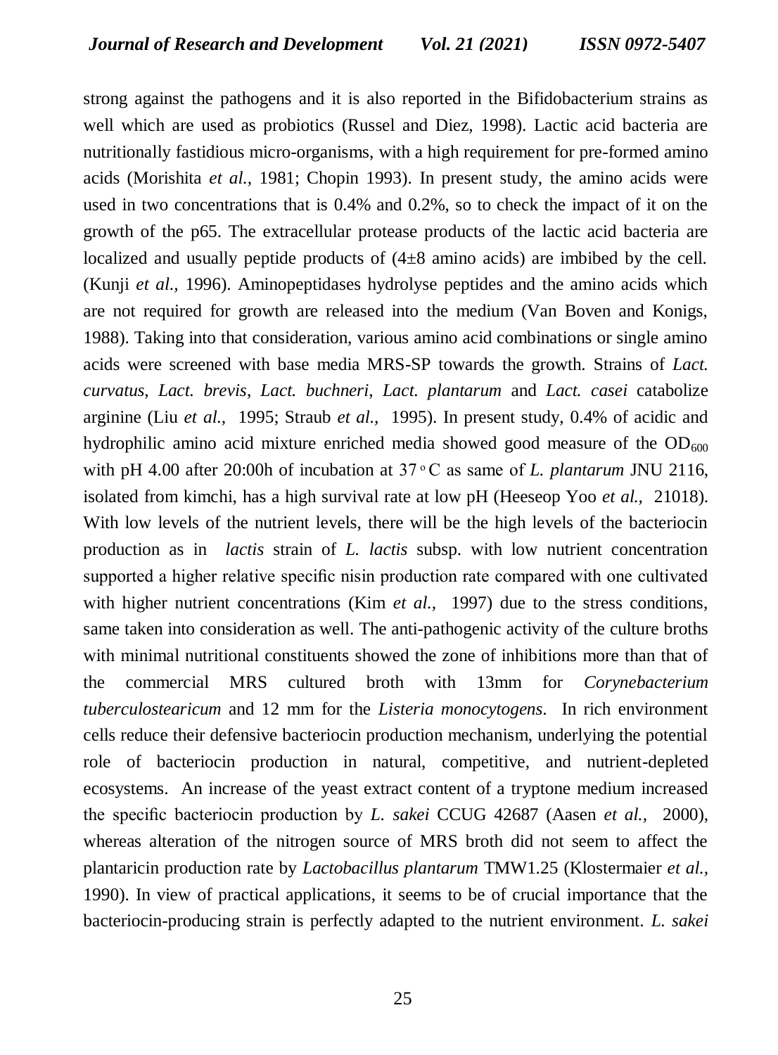strong against the pathogens and it is also reported in the Bifidobacterium strains as well which are used as probiotics (Russel and Diez, 1998). Lactic acid bacteria are nutritionally fastidious micro-organisms, with a high requirement for pre-formed amino acids (Morishita *et al.,* 1981; Chopin 1993). In present study, the amino acids were used in two concentrations that is 0.4% and 0.2%, so to check the impact of it on the growth of the p65. The extracellular protease products of the lactic acid bacteria are localized and usually peptide products of (4±8 amino acids) are imbibed by the cell. (Kunji *et al.,* 1996). Aminopeptidases hydrolyse peptides and the amino acids which are not required for growth are released into the medium (Van Boven and Konigs, 1988). Taking into that consideration, various amino acid combinations or single amino acids were screened with base media MRS-SP towards the growth. Strains of *Lact. curvatus*, *Lact. brevis*, *Lact. buchneri*, *Lact. plantarum* and *Lact. casei* catabolize arginine (Liu *et al.,* 1995; Straub *et al.,* 1995). In present study, 0.4% of acidic and hydrophilic amino acid mixture enriched media showed good measure of the $OD_{600}$ with pH 4.00 after 20:00h of incubation at 37 °C as same of *L. plantarum* JNU 2116, isolated from kimchi, has a high survival rate at low pH (Heeseop Yoo *et al.,* 21018). With low levels of the nutrient levels, there will be the high levels of the bacteriocin production as in *lactis* strain of *L. lactis* subsp. with low nutrient concentration supported a higher relative specific nisin production rate compared with one cultivated with higher nutrient concentrations (Kim *et al.,* 1997) due to the stress conditions, same taken into consideration as well. The anti-pathogenic activity of the culture broths with minimal nutritional constituents showed the zone of inhibitions more than that of the commercial MRS cultured broth with 13mm for *Corynebacterium tuberculostearicum* and 12 mm for the *Listeria monocytogens*. In rich environment cells reduce their defensive bacteriocin production mechanism, underlying the potential role of bacteriocin production in natural, competitive, and nutrient-depleted ecosystems. An increase of the yeast extract content of a tryptone medium increased the specific bacteriocin production by *L. sakei* CCUG 42687 (Aasen *et al.,* 2000), whereas alteration of the nitrogen source of MRS broth did not seem to affect the plantaricin production rate by *Lactobacillus plantarum* TMW1.25 (Klostermaier *et al.,* 1990). In view of practical applications, it seems to be of crucial importance that the bacteriocin-producing strain is perfectly adapted to the nutrient environment. *L. sakei*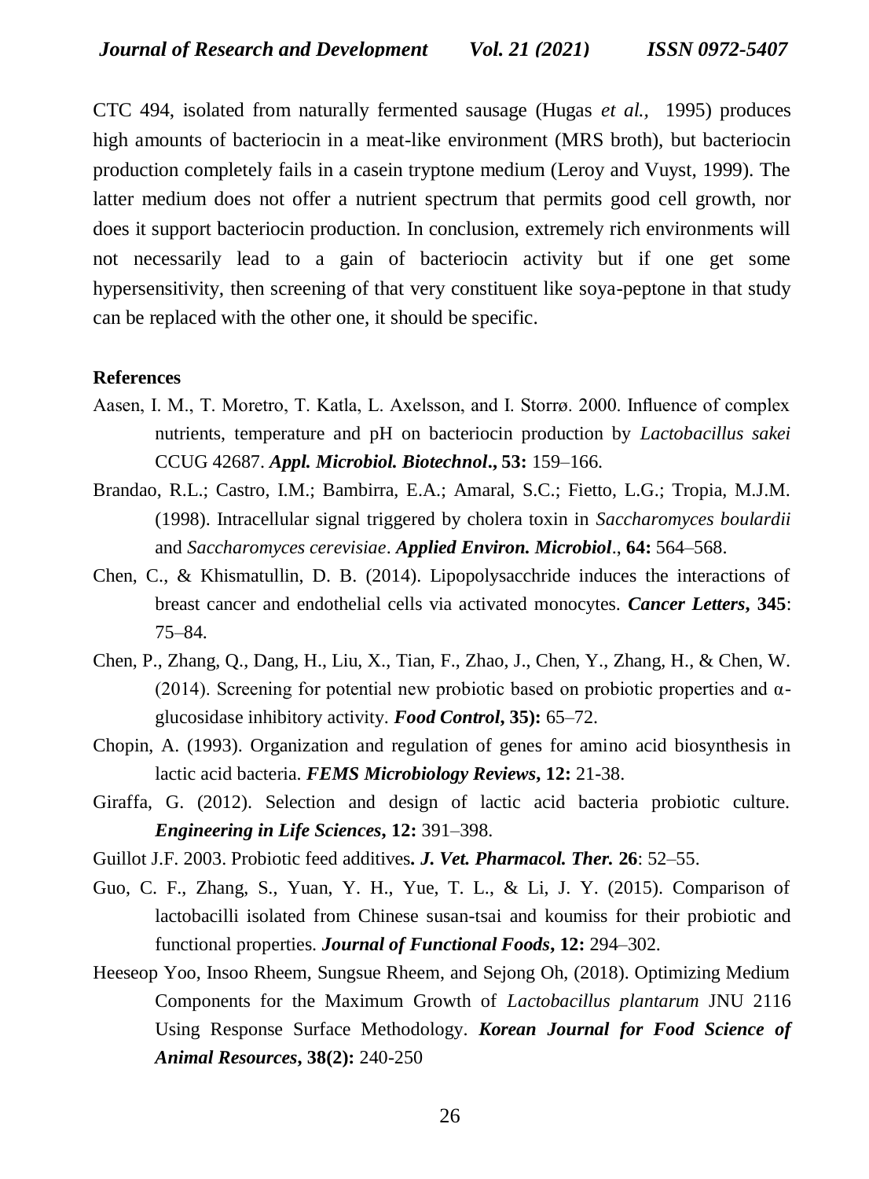CTC 494, isolated from naturally fermented sausage (Hugas *et al.,* 1995) produces high amounts of bacteriocin in a meat-like environment (MRS broth), but bacteriocin production completely fails in a casein tryptone medium (Leroy and Vuyst, 1999). The latter medium does not offer a nutrient spectrum that permits good cell growth, nor does it support bacteriocin production. In conclusion, extremely rich environments will not necessarily lead to a gain of bacteriocin activity but if one get some hypersensitivity, then screening of that very constituent like soya-peptone in that study can be replaced with the other one, it should be specific.

**References**

Aasen, I. M., T. Moretro, T. Katla, L. Axelsson, and I. Storrø. 2000. Influence of complex nutrients, temperature and pH on bacteriocin production by *Lactobacillus sakei* CCUG 42687. ***Appl. Microbiol. Biotechnol*., 53:** 159–166.

Brandao, R.L.; Castro, I.M.; Bambirra, E.A.; Amaral, S.C.; Fietto, L.G.; Tropia, M.J.M. (1998). Intracellular signal triggered by cholera toxin in *Saccharomyces boulardii* and *Saccharomyces cerevisiae*. ***Applied Environ. Microbiol***., **64:** 564–568.

Chen, C., & Khismatullin, D. B. (2014). Lipopolysacchride induces the interactions of breast cancer and endothelial cells via activated monocytes. ***Cancer Letters*, 345**: 75–84.

Chen, P., Zhang, Q., Dang, H., Liu, X., Tian, F., Zhao, J., Chen, Y., Zhang, H., & Chen, W. (2014). Screening for potential new probiotic based on probiotic properties and α-glucosidase inhibitory activity. ***Food Control*, 35):** 65–72.

Chopin, A. (1993). Organization and regulation of genes for amino acid biosynthesis in lactic acid bacteria. ***FEMS Microbiology Reviews*, 12:** 21-38.

Giraffa, G. (2012). Selection and design of lactic acid bacteria probiotic culture. ***Engineering in Life Sciences*, 12:** 391–398.

Guillot J.F. 2003. Probiotic feed additives**.** ***J. Vet. Pharmacol. Ther.*** **26**: 52–55.

Guo, C. F., Zhang, S., Yuan, Y. H., Yue, T. L., & Li, J. Y. (2015). Comparison of lactobacilli isolated from Chinese susan-tsai and koumiss for their probiotic and functional properties. ***Journal of Functional Foods*, 12:** 294–302.

Heeseop Yoo, Insoo Rheem, Sungsue Rheem, and Sejong Oh, (2018). Optimizing Medium Components for the Maximum Growth of *Lactobacillus plantarum* JNU 2116 Using Response Surface Methodology. ***Korean Journal for Food Science of Animal Resources*, 38(2):** 240-250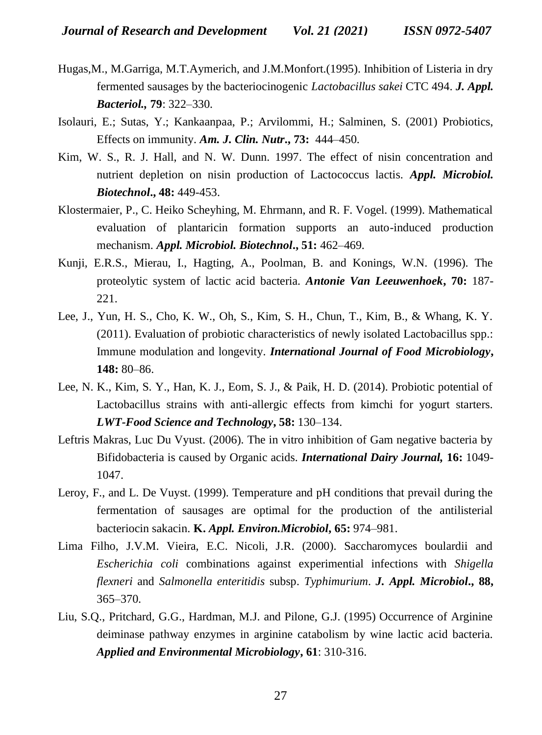Hugas,M., M.Garriga, M.T.Aymerich, and J.M.Monfort.(1995). Inhibition of Listeria in dry fermented sausages by the bacteriocinogenic *Lactobacillus sakei* CTC 494. ***J. Appl. Bacteriol.,*** **79**: 322–330.

Isolauri, E.; Sutas, Y.; Kankaanpaa, P.; Arvilommi, H.; Salminen, S. (2001) Probiotics, Effects on immunity. ***Am. J. Clin. Nutr*.,** **73:** 444–450.

Kim, W. S., R. J. Hall, and N. W. Dunn. 1997. The effect of nisin concentration and nutrient depletion on nisin production of Lactococcus lactis. ***Appl. Microbiol. Biotechnol*.,** **48:** 449-453.

Klostermaier, P., C. Heiko Scheyhing, M. Ehrmann, and R. F. Vogel. (1999). Mathematical evaluation of plantaricin formation supports an auto-induced production mechanism. ***Appl. Microbiol. Biotechnol*.,** **51:** 462–469.

Kunji, E.R.S., Mierau, I., Hagting, A., Poolman, B. and Konings, W.N. (1996). The proteolytic system of lactic acid bacteria. ***Antonie Van Leeuwenhoek*,** **70:** 187-221.

Lee, J., Yun, H. S., Cho, K. W., Oh, S., Kim, S. H., Chun, T., Kim, B., & Whang, K. Y. (2011). Evaluation of probiotic characteristics of newly isolated Lactobacillus spp.: Immune modulation and longevity. ***International Journal of Food Microbiology*,** **148:** 80–86.

Lee, N. K., Kim, S. Y., Han, K. J., Eom, S. J., & Paik, H. D. (2014). Probiotic potential of Lactobacillus strains with anti-allergic effects from kimchi for yogurt starters. ***LWT-Food Science and Technology*,** **58:** 130–134.

Leftris Makras, Luc Du Vyust. (2006). The in vitro inhibition of Gam negative bacteria by Bifidobacteria is caused by Organic acids. ***International Dairy Journal,*** **16:** 1049-1047.

Leroy, F., and L. De Vuyst. (1999). Temperature and pH conditions that prevail during the fermentation of sausages are optimal for the production of the antilisterial bacteriocin sakacin. **K. *Appl. Environ.Microbiol*, 65:** 974–981.

Lima Filho, J.V.M. Vieira, E.C. Nicoli, J.R. (2000). Saccharomyces boulardii and *Escherichia coli* combinations against experimential infections with *Shigella flexneri* and *Salmonella enteritidis* subsp. *Typhimurium*. ***J. Appl. Microbiol*., 88,** 365–370.

Liu, S.Q., Pritchard, G.G., Hardman, M.J. and Pilone, G.J. (1995) Occurrence of Arginine deiminase pathway enzymes in arginine catabolism by wine lactic acid bacteria. ***Applied and Environmental Microbiology*, 61**: 310-316.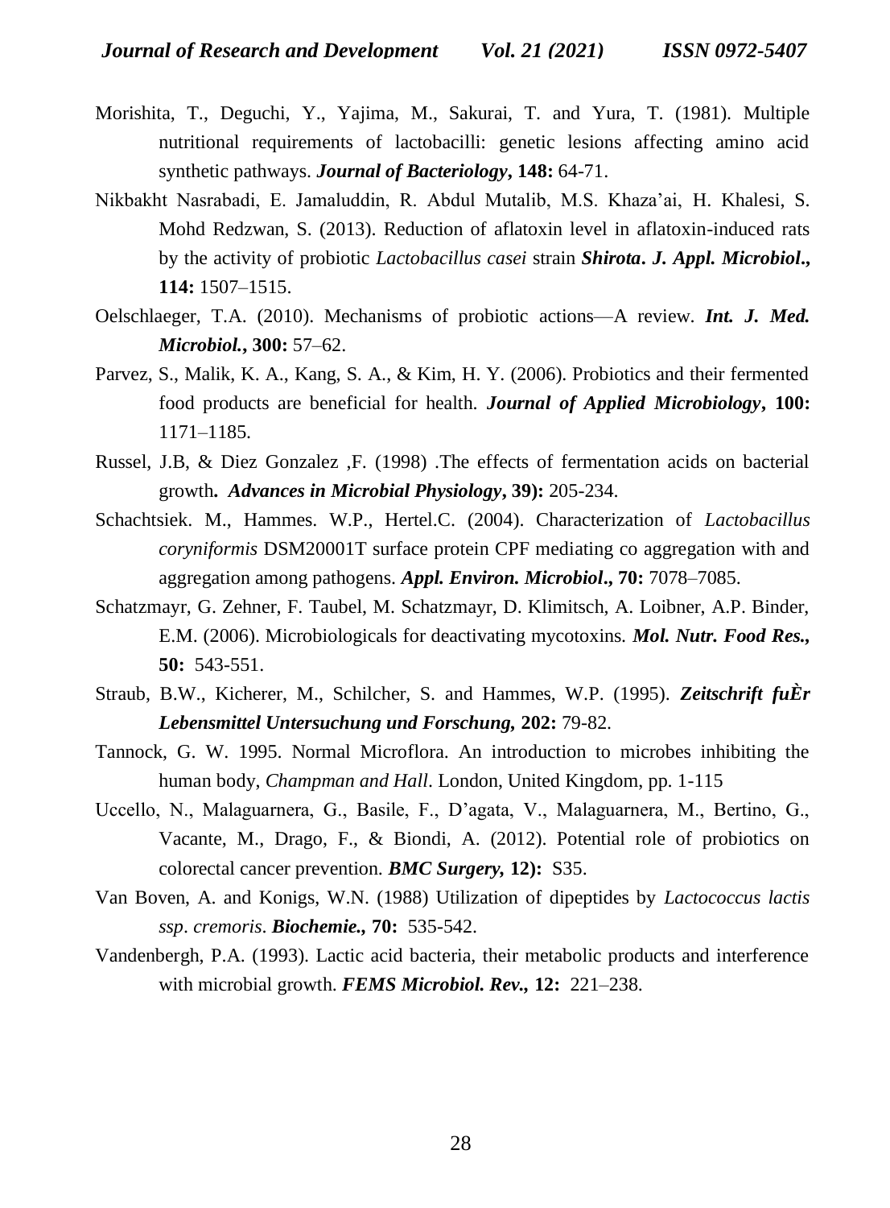Morishita, T., Deguchi, Y., Yajima, M., Sakurai, T. and Yura, T. (1981). Multiple nutritional requirements of lactobacilli: genetic lesions affecting amino acid synthetic pathways. ***Journal of Bacteriology*, 148:** 64-71.

Nikbakht Nasrabadi, E. Jamaluddin, R. Abdul Mutalib, M.S. Khaza'ai, H. Khalesi, S. Mohd Redzwan, S. (2013). Reduction of aflatoxin level in aflatoxin-induced rats by the activity of probiotic *Lactobacillus casei* strain ***Shirota*. *J. Appl. Microbiol.*, 114:** 1507–1515.

Oelschlaeger, T.A. (2010). Mechanisms of probiotic actions—A review. ***Int. J. Med. Microbiol.*, 300:** 57–62.

Parvez, S., Malik, K. A., Kang, S. A., & Kim, H. Y. (2006). Probiotics and their fermented food products are beneficial for health. ***Journal of Applied Microbiology*, 100:** 1171–1185.

Russel, J.B, & Diez Gonzalez ,F. (1998) .The effects of fermentation acids on bacterial growth**.** ***Advances in Microbial Physiology*, 39):** 205-234.

Schachtsiek. M., Hammes. W.P., Hertel.C. (2004). Characterization of *Lactobacillus coryniformis* DSM20001T surface protein CPF mediating co aggregation with and aggregation among pathogens. ***Appl. Environ. Microbiol*., 70:** 7078–7085.

Schatzmayr, G. Zehner, F. Taubel, M. Schatzmayr, D. Klimitsch, A. Loibner, A.P. Binder, E.M. (2006). Microbiologicals for deactivating mycotoxins. ***Mol. Nutr. Food Res.*, 50:** 543-551.

Straub, B.W., Kicherer, M., Schilcher, S. and Hammes, W.P. (1995). ***Zeitschrift fuÈr Lebensmittel Untersuchung und Forschung*, 202:** 79-82.

Tannock, G. W. 1995. Normal Microflora. An introduction to microbes inhibiting the human body, *Champman and Hall*. London, United Kingdom, pp. 1-115

Uccello, N., Malaguarnera, G., Basile, F., D'agata, V., Malaguarnera, M., Bertino, G., Vacante, M., Drago, F., & Biondi, A. (2012). Potential role of probiotics on colorectal cancer prevention. ***BMC Surgery*, 12):** S35.

Van Boven, A. and Konigs, W.N. (1988) Utilization of dipeptides by *Lactococcus lactis ssp*. *cremoris*. ***Biochemie.*, 70:** 535-542.

Vandenbergh, P.A. (1993). Lactic acid bacteria, their metabolic products and interference with microbial growth. ***FEMS Microbiol. Rev.*, 12:** 221–238.